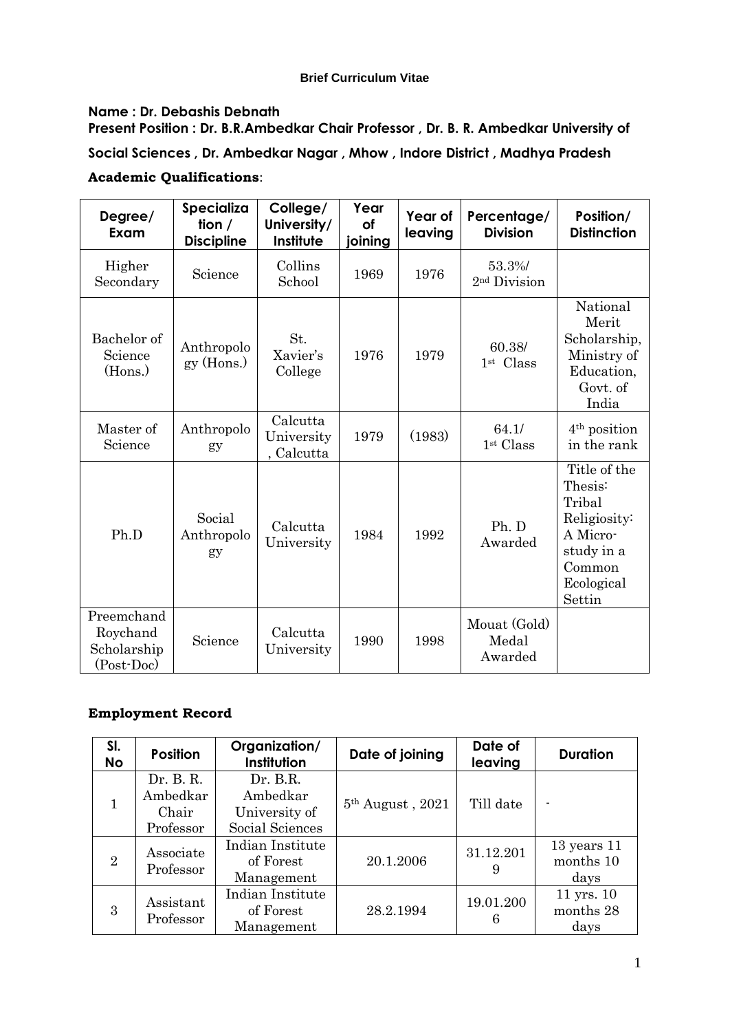**Brief Curriculum Vitae**

**Name : Dr. Debashis Debnath**

**Present Position : Dr. B.R.Ambedkar Chair Professor , Dr. B. R. Ambedkar University of Social Sciences , Dr. Ambedkar Nagar , Mhow , Indore District , Madhya Pradesh**

**Academic Qualifications**:

| Degree/ Exam | Specialization / Discipline | College/ University/ Institute | Year of joining | Year of leaving | Percentage/ Division | Position/ Distinction |
|---|---|---|---|---|---|---|
| Higher Secondary | Science | Collins School | 1969 | 1976 | 53.3%/ 2nd Division | |
| Bachelor of Science (Hons.) | Anthropology (Hons.) | St. Xavier's College | 1976 | 1979 | 60.38/ 1st Class | National Merit Scholarship, Ministry of Education, Govt. of India |
| Master of Science | Anthropology | Calcutta University , Calcutta | 1979 | (1983) | 64.1/ 1st Class | 4th position in the rank |
| Ph.D | Social Anthropology | Calcutta University | 1984 | 1992 | Ph. D Awarded | Title of the Thesis: Tribal Religiosity: A Micro-study in a Common Ecological Settin |
| Preemchand Roychand Scholarship (Post-Doc) | Science | Calcutta University | 1990 | 1998 | Mouat (Gold) Medal Awarded | |

**Employment Record**

| Sl. No | Position | Organization/ Institution | Date of joining | Date of leaving | Duration |
|---|---|---|---|---|---|
| 1 | Dr. B. R. Ambedkar Chair Professor | Dr. B.R. Ambedkar University of Social Sciences | 5th August , 2021 | Till date | - |
| 2 | Associate Professor | Indian Institute of Forest Management | 20.1.2006 | 31.12.2019 | 13 years 11 months 10 days |
| 3 | Assistant Professor | Indian Institute of Forest Management | 28.2.1994 | 19.01.2006 | 11 yrs. 10 months 28 days |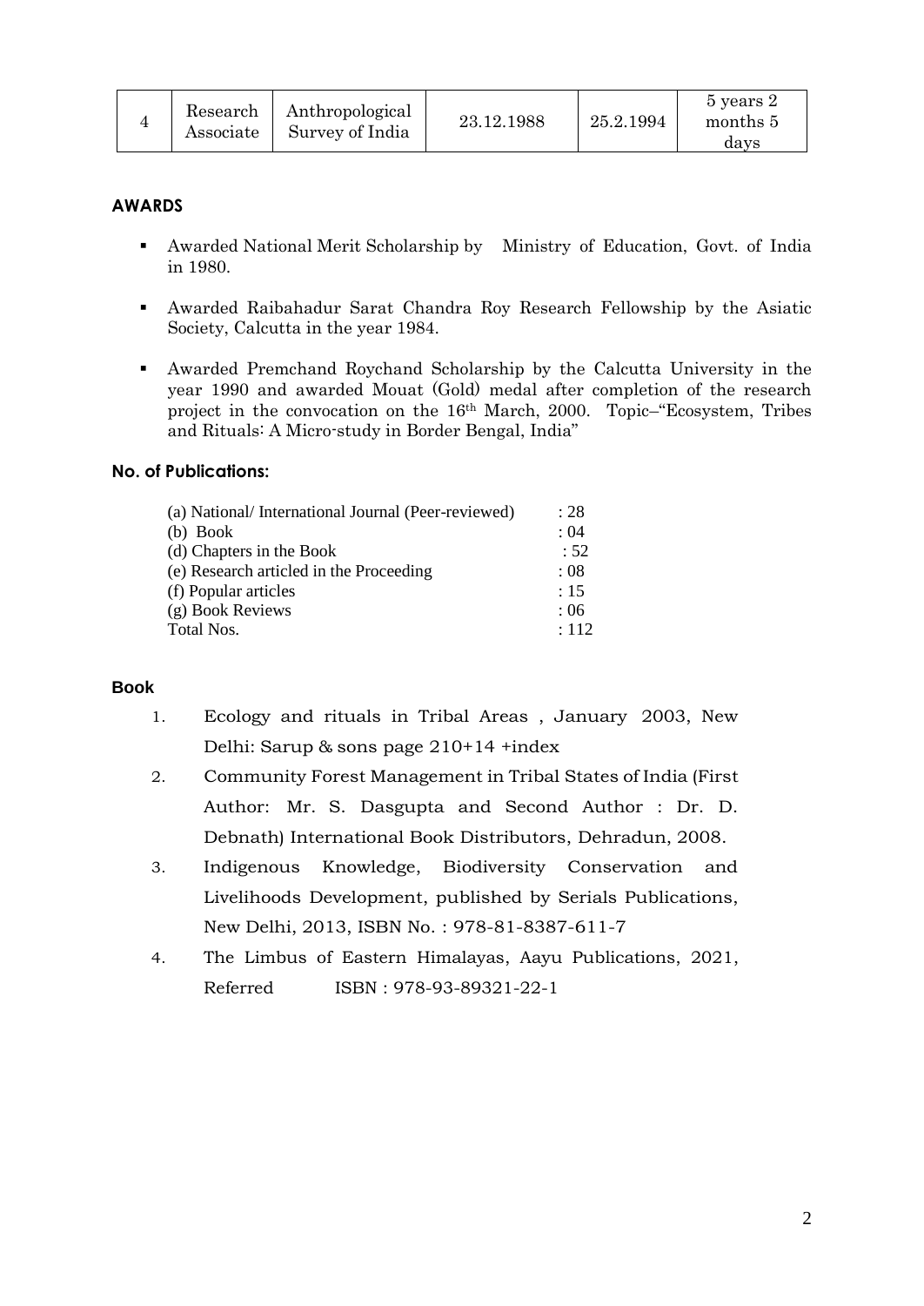| 4 | Research Associate | Anthropological Survey of India | 23.12.1988 | 25.2.1994 | 5 years 2 months 5 days |
|---|---|---|---|---|---|

## AWARDS

- Awarded National Merit Scholarship by Ministry of Education, Govt. of India in 1980.
- Awarded Raibahadur Sarat Chandra Roy Research Fellowship by the Asiatic Society, Calcutta in the year 1984.
- Awarded Premchand Roychand Scholarship by the Calcutta University in the year 1990 and awarded Mouat (Gold) medal after completion of the research project in the convocation on the 16th March, 2000. Topic–"Ecosystem, Tribes and Rituals: A Micro-study in Border Bengal, India"

## No. of Publications:

| | |
|---|---|
| (a) National/ International Journal (Peer-reviewed) | : 28 |
| (b) Book | : 04 |
| (d) Chapters in the Book | : 52 |
| (e) Research articled in the Proceeding | : 08 |
| (f) Popular articles | : 15 |
| (g) Book Reviews | : 06 |
| Total Nos. | : 112 |

## Book

1. Ecology and rituals in Tribal Areas , January 2003, New Delhi: Sarup & sons page 210+14 +index
2. Community Forest Management in Tribal States of India (First Author: Mr. S. Dasgupta and Second Author : Dr. D. Debnath) International Book Distributors, Dehradun, 2008.
3. Indigenous Knowledge, Biodiversity Conservation and Livelihoods Development, published by Serials Publications, New Delhi, 2013, ISBN No. : 978-81-8387-611-7
4. The Limbus of Eastern Himalayas, Aayu Publications, 2021, Referred ISBN : 978-93-89321-22-1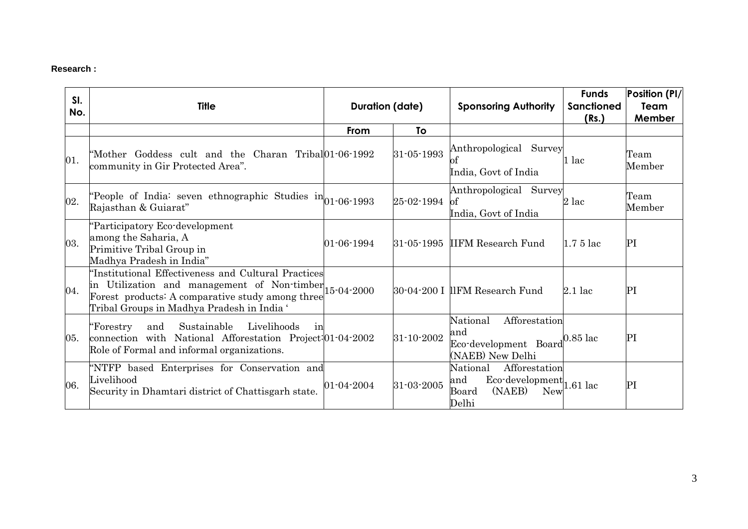**Research :**

| Sl. No. | Title | Duration (date) | | Sponsoring Authority | Funds Sanctioned (Rs.) | Position (PI/ Team Member |
|---|---|---|---|---|---|---|
| | | From | To | | | |
| 01. | "Mother Goddess cult and the Charan Tribal community in Gir Protected Area". | 01-06-1992 | 31-05-1993 | Anthropological Survey of India, Govt of India | 1 lac | Team Member |
| 02. | "People of India: seven ethnographic Studies in Rajasthan & Guiarat" | 01-06-1993 | 25-02-1994 | Anthropological Survey of India, Govt of India | 2 lac | Team Member |
| 03. | "Participatory Eco-development among the Saharia, A Primitive Tribal Group in Madhya Pradesh in India" | 01-06-1994 | 31-05-1995 | IIFM Research Fund | 1.7 5 lac | PI |
| 04. | "Institutional Effectiveness and Cultural Practices in Utilization and management of Non-timber Forest products: A comparative study among three Tribal Groups in Madhya Pradesh in India ' | 15-04-2000 | 30-04-200 I | llFM Research Fund | 2.1 lac | PI |
| 05. | "Forestry and Sustainable Livelihoods in connection with National Afforestation Project: Role of Formal and informal organizations. | 01-04-2002 | 31-10-2002 | National Afforestation and Eco-development Board (NAEB) New Delhi | 0.85 lac | PI |
| 06. | "NTFP based Enterprises for Conservation and Livelihood Security in Dhamtari district of Chattisgarh state. | 01-04-2004 | 31-03-2005 | National Afforestation and Eco-development Board (NAEB) New Delhi | 1.61 lac | PI |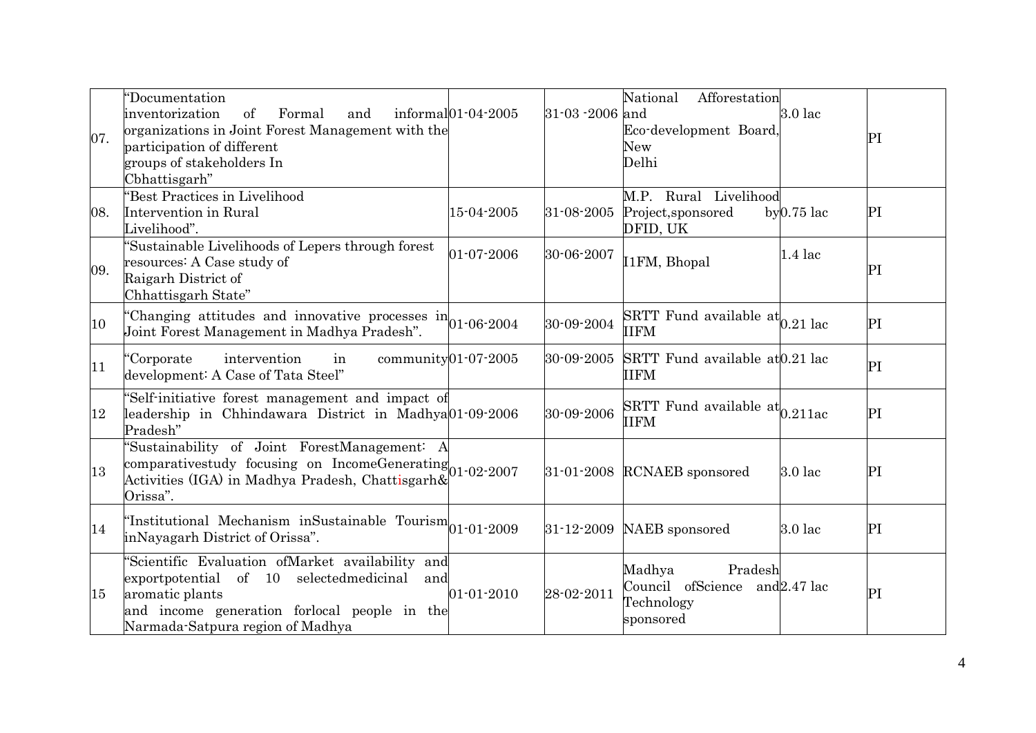| 07. | "Documentation inventorization of Formal and informal organizations in Joint Forest Management with the participation of different groups of stakeholders In Cbhattisgarh" | 01-04-2005 | 31-03 -2006 | National Afforestation and Eco-development Board, New Delhi | 3.0 lac | PI |
|---|---|---|---|---|---|---|
| 08. | "Best Practices in Livelihood Intervention in Rural Livelihood". | 15-04-2005 | 31-08-2005 | M.P. Rural Livelihood Project,sponsored by DFID, UK | 0.75 lac | PI |
| 09. | "Sustainable Livelihoods of Lepers through forest resources: A Case study of Raigarh District of Chhattisgarh State" | 01-07-2006 | 30-06-2007 | I1FM, Bhopal | 1.4 lac | PI |
| 10 | "Changing attitudes and innovative processes in Joint Forest Management in Madhya Pradesh". | 01-06-2004 | 30-09-2004 | SRTT Fund available at IIFM | 0.21 lac | PI |
| 11 | "Corporate intervention in community development: A Case of Tata Steel" | 01-07-2005 | 30-09-2005 | SRTT Fund available at IIFM | 0.21 lac | PI |
| 12 | "Self-initiative forest management and impact of leadership in Chhindawara District in Madhya Pradesh" | 01-09-2006 | 30-09-2006 | SRTT Fund available at IIFM | 0.211ac | PI |
| 13 | "Sustainability of Joint ForestManagement: A comparativestudy focusing on IncomeGenerating Activities (IGA) in Madhya Pradesh, Chattisgarh& Orissa". | 01-02-2007 | 31-01-2008 | RCNAEB sponsored | 3.0 lac | PI |
| 14 | "Institutional Mechanism inSustainable Tourism inNayagarh District of Orissa". | 01-01-2009 | 31-12-2009 | NAEB sponsored | 3.0 lac | PI |
| 15 | "Scientific Evaluation ofMarket availability and exportpotential of 10 selectedmedicinal and aromatic plants and income generation forlocal people in the Narmada-Satpura region of Madhya | 01-01-2010 | 28-02-2011 | Madhya Pradesh Council ofScience and Technology sponsored | 2.47 lac | PI |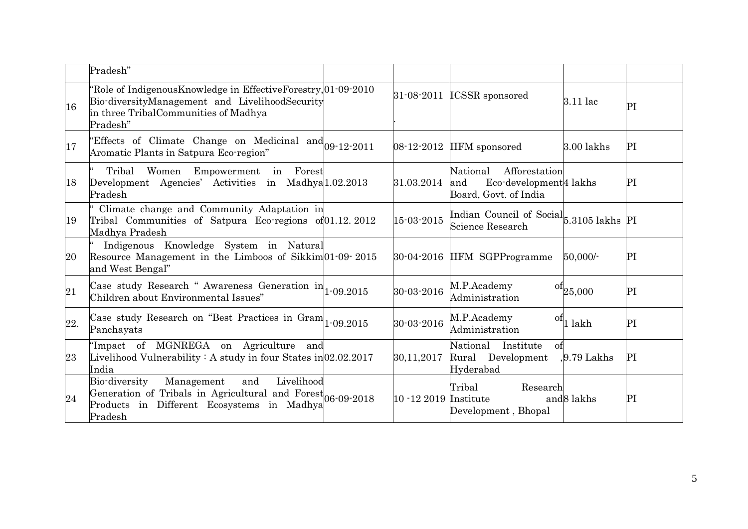|  | Pradesh" |  |  |  |  |  |
|---|---|---|---|---|---|---|
| 16 | "Role of IndigenousKnowledge in EffectiveForestry, Bio-diversityManagement and LivelihoodSecurity in three TribalCommunities of Madhya Pradesh" | 01-09-2010 | 31-08-2011 . | ICSSR sponsored | 3.11 lac | PI |
| 17 | "Effects of Climate Change on Medicinal and Aromatic Plants in Satpura Eco-region" | 09-12-2011 | 08-12-2012 | IIFM sponsored | 3.00 lakhs | PI |
| 18 | " Tribal Women Empowerment in Forest Development Agencies' Activities in Madhya Pradesh | 1.02.2013 | 31.03.2014 | National Afforestation and Eco-development Board, Govt. of India | 4 lakhs | PI |
| 19 | " Climate change and Community Adaptation in Tribal Communities of Satpura Eco-regions of Madhya Pradesh | 01.12. 2012 | 15-03-2015 | Indian Council of Social Science Research | 5.3105 lakhs | PI |
| 20 | " Indigenous Knowledge System in Natural Resource Management in the Limboos of Sikkim and West Bengal" | 01-09- 2015 | 30-04-2016 | IIFM SGPProgramme | 50,000/- | PI |
| 21 | Case study Research " Awareness Generation in Children about Environmental Issues" | 1-09.2015 | 30-03-2016 | M.P.Academy of Administration | 25,000 | PI |
| 22. | Case study Research on "Best Practices in Gram Panchayats | 1-09.2015 | 30-03-2016 | M.P.Academy of Administration | 1 lakh | PI |
| 23 | "Impact of MGNREGA on Agriculture and Livelihood Vulnerability : A study in four States in India | 02.02.2017 | 30,11,2017 | National Institute of Rural Development ,Hyderabad | 9.79 Lakhs | PI |
| 24 | Bio-diversity Management and Livelihood Generation of Tribals in Agricultural and Forest Products in Different Ecosystems in Madhya Pradesh | 06-09-2018 | 10 -12 2019 | Tribal Research Institute and Development , Bhopal | 8 lakhs | PI |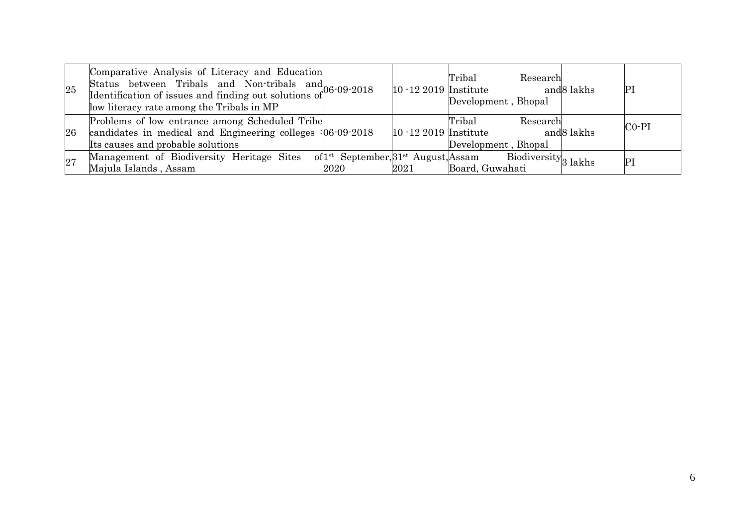| | | | | | | |
|---|---|---|---|---|---|---|
| 25 | Comparative Analysis of Literacy and Education Status between Tribals and Non-tribals and Identification of issues and finding out solutions of low literacy rate among the Tribals in MP | 06-09-2018 | 10 -12 2019 | Tribal Research Institute and Development , Bhopal | 8 lakhs | PI |
| 26 | Problems of low entrance among Scheduled Tribe candidates in medical and Engineering colleges : Its causes and probable solutions | 06-09-2018 | 10 -12 2019 | Tribal Research Institute and Development , Bhopal | 8 lakhs | C0-PI |
| 27 | Management of Biodiversity Heritage Sites of Majula Islands , Assam | 1st September, 2020 | 31st August, 2021 | Assam Biodiversity Board, Guwahati | 3 lakhs | PI |